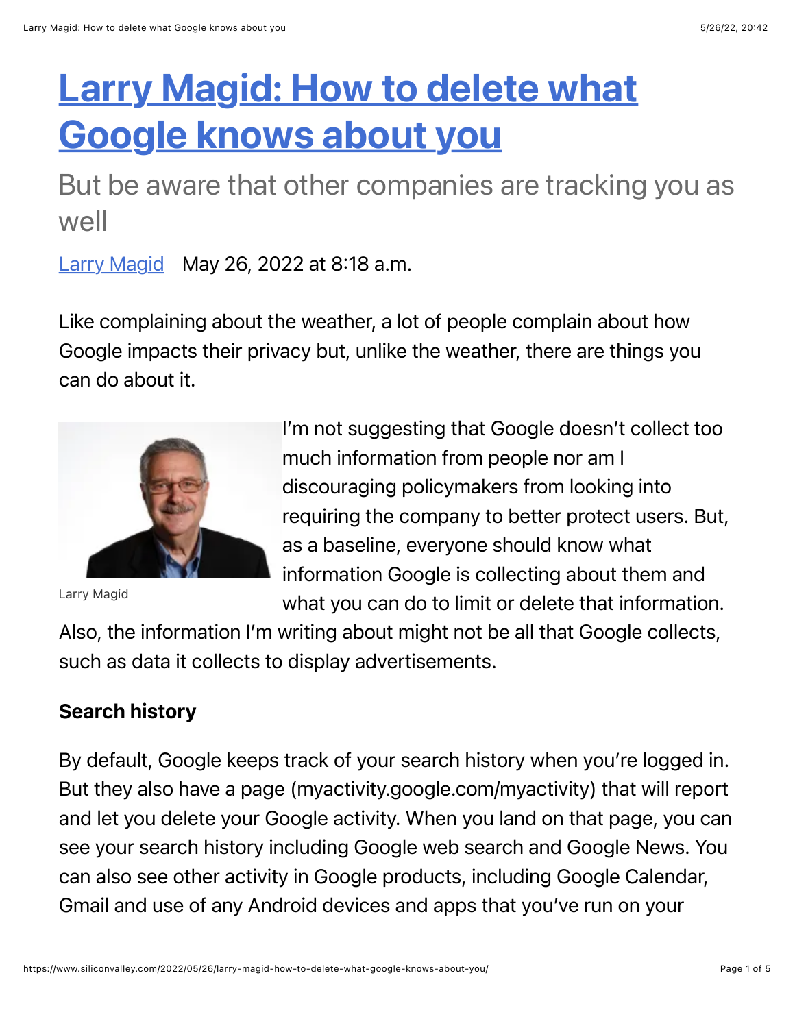# [Larry Magid: How to delete what Google knows about you](https://www.siliconvalley.com/2022/05/26/larry-magid-how-to-delete-what-google-knows-about-you/)

But be aware that other companies are tracking you as well

[Larry Magid] May 26, 2022 at 8:18 a.m.

Like complaining about the weather, a lot of people complain about how Google impacts their privacy but, unlike the weather, there are things you can do about it.

Larry Magid

I'm not suggesting that Google doesn't collect too much information from people nor am I discouraging policymakers from looking into requiring the company to better protect users. But, as a baseline, everyone should know what information Google is collecting about them and what you can do to limit or delete that information. Also, the information I'm writing about might not be all that Google collects, such as data it collects to display advertisements.

**Search history**

By default, Google keeps track of your search history when you're logged in. But they also have a page (myactivity.google.com/myactivity) that will report and let you delete your Google activity. When you land on that page, you can see your search history including Google web search and Google News. You can also see other activity in Google products, including Google Calendar, Gmail and use of any Android devices and apps that you've run on your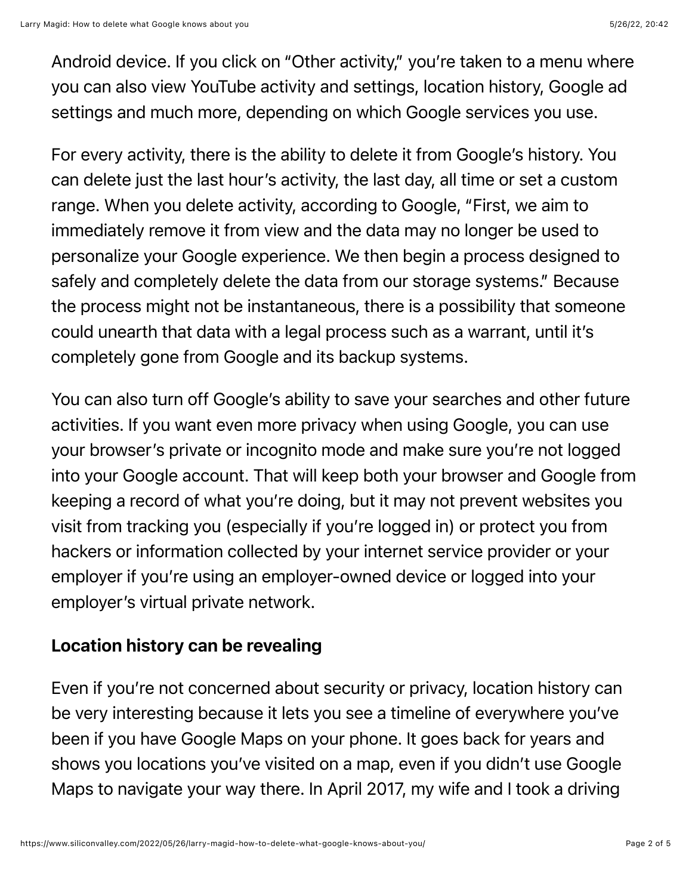Android device. If you click on "Other activity," you're taken to a menu where you can also view YouTube activity and settings, location history, Google ad settings and much more, depending on which Google services you use.

For every activity, there is the ability to delete it from Google's history. You can delete just the last hour's activity, the last day, all time or set a custom range. When you delete activity, according to Google, "First, we aim to immediately remove it from view and the data may no longer be used to personalize your Google experience. We then begin a process designed to safely and completely delete the data from our storage systems." Because the process might not be instantaneous, there is a possibility that someone could unearth that data with a legal process such as a warrant, until it's completely gone from Google and its backup systems.

You can also turn off Google's ability to save your searches and other future activities. If you want even more privacy when using Google, you can use your browser's private or incognito mode and make sure you're not logged into your Google account. That will keep both your browser and Google from keeping a record of what you're doing, but it may not prevent websites you visit from tracking you (especially if you're logged in) or protect you from hackers or information collected by your internet service provider or your employer if you're using an employer-owned device or logged into your employer's virtual private network.

**Location history can be revealing**

Even if you're not concerned about security or privacy, location history can be very interesting because it lets you see a timeline of everywhere you've been if you have Google Maps on your phone. It goes back for years and shows you locations you've visited on a map, even if you didn't use Google Maps to navigate your way there. In April 2017, my wife and I took a driving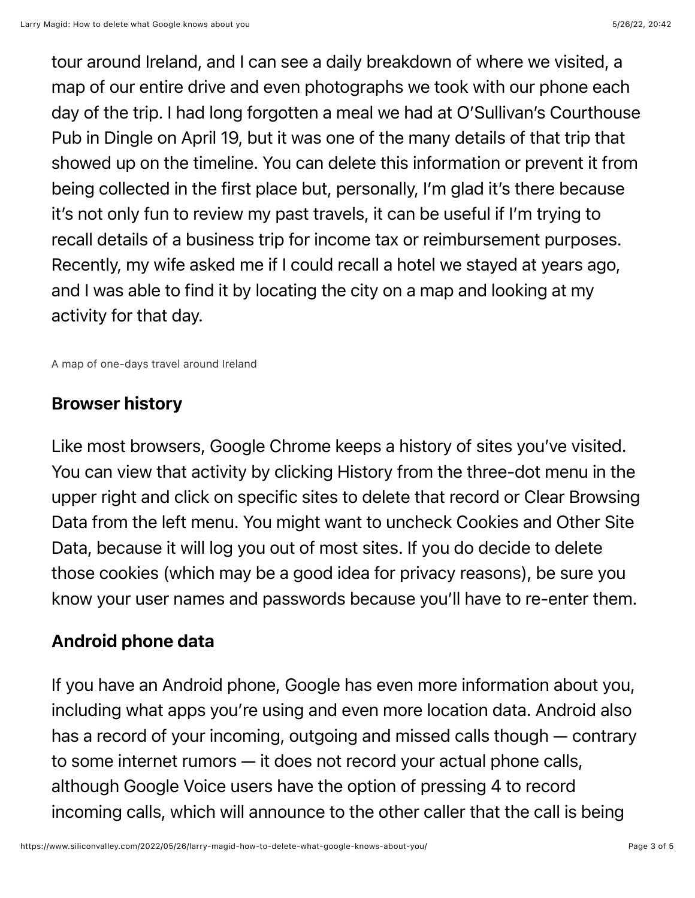tour around Ireland, and I can see a daily breakdown of where we visited, a map of our entire drive and even photographs we took with our phone each day of the trip. I had long forgotten a meal we had at O'Sullivan's Courthouse Pub in Dingle on April 19, but it was one of the many details of that trip that showed up on the timeline. You can delete this information or prevent it from being collected in the first place but, personally, I'm glad it's there because it's not only fun to review my past travels, it can be useful if I'm trying to recall details of a business trip for income tax or reimbursement purposes. Recently, my wife asked me if I could recall a hotel we stayed at years ago, and I was able to find it by locating the city on a map and looking at my activity for that day.

A map of one-days travel around Ireland

### Browser history

Like most browsers, Google Chrome keeps a history of sites you've visited. You can view that activity by clicking History from the three-dot menu in the upper right and click on specific sites to delete that record or Clear Browsing Data from the left menu. You might want to uncheck Cookies and Other Site Data, because it will log you out of most sites. If you do decide to delete those cookies (which may be a good idea for privacy reasons), be sure you know your user names and passwords because you'll have to re-enter them.

### Android phone data

If you have an Android phone, Google has even more information about you, including what apps you're using and even more location data. Android also has a record of your incoming, outgoing and missed calls though — contrary to some internet rumors — it does not record your actual phone calls, although Google Voice users have the option of pressing 4 to record incoming calls, which will announce to the other caller that the call is being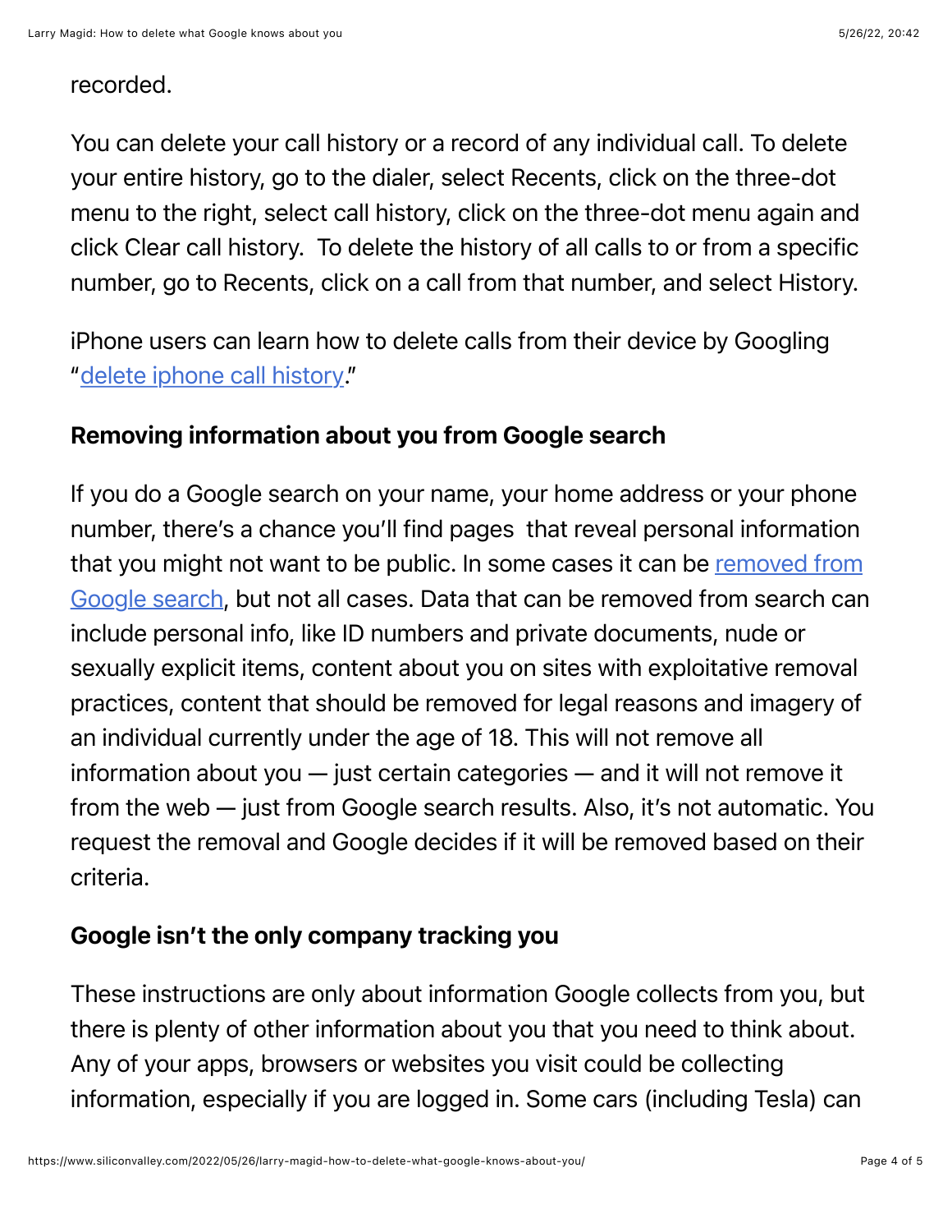recorded.

You can delete your call history or a record of any individual call. To delete your entire history, go to the dialer, select Recents, click on the three-dot menu to the right, select call history, click on the three-dot menu again and click Clear call history. To delete the history of all calls to or from a specific number, go to Recents, click on a call from that number, and select History.

iPhone users can learn how to delete calls from their device by Googling "delete iphone call history."

**Removing information about you from Google search**

If you do a Google search on your name, your home address or your phone number, there's a chance you'll find pages that reveal personal information that you might not want to be public. In some cases it can be removed from Google search, but not all cases. Data that can be removed from search can include personal info, like ID numbers and private documents, nude or sexually explicit items, content about you on sites with exploitative removal practices, content that should be removed for legal reasons and imagery of an individual currently under the age of 18. This will not remove all information about you — just certain categories — and it will not remove it from the web — just from Google search results. Also, it's not automatic. You request the removal and Google decides if it will be removed based on their criteria.

**Google isn't the only company tracking you**

These instructions are only about information Google collects from you, but there is plenty of other information about you that you need to think about. Any of your apps, browsers or websites you visit could be collecting information, especially if you are logged in. Some cars (including Tesla) can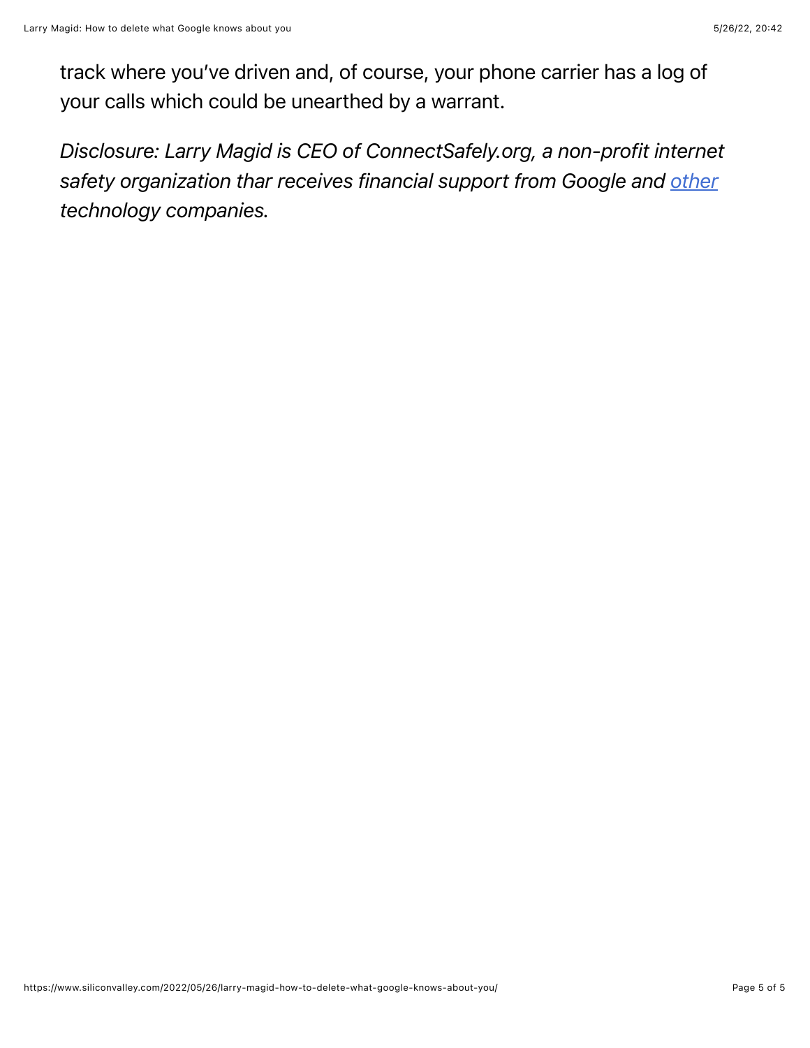track where you've driven and, of course, your phone carrier has a log of your calls which could be unearthed by a warrant.

*Disclosure: Larry Magid is CEO of ConnectSafely.org, a non-profit internet safety organization thar receives financial support from Google and other technology companies.*